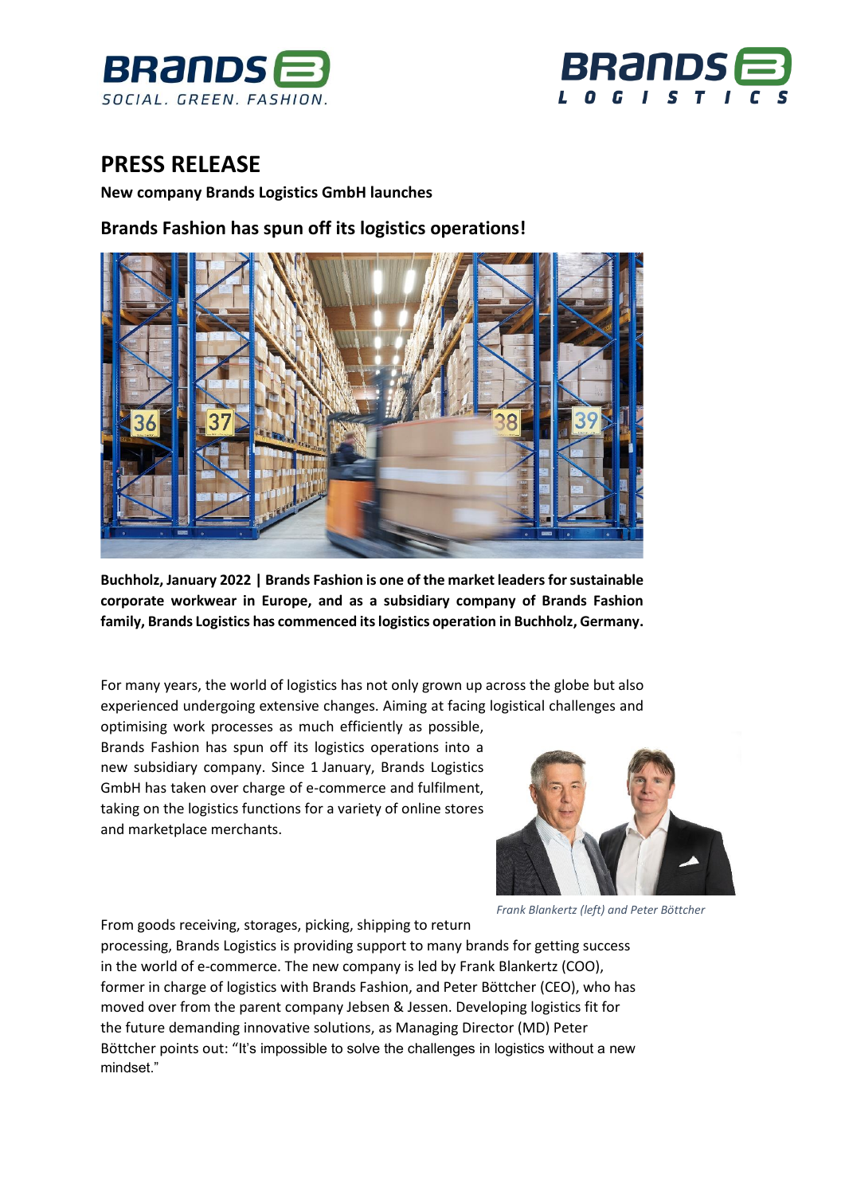# PRESS RELEASE

**New company Brands Logistics GmbH launches**

## Brands Fashion has spun off its logistics operations!

**Buchholz, January 2022 | Brands Fashion is one of the market leaders for sustainable corporate workwear in Europe, and as a subsidiary company of Brands Fashion family, Brands Logistics has commenced its logistics operation in Buchholz, Germany.**

For many years, the world of logistics has not only grown up across the globe but also experienced undergoing extensive changes. Aiming at facing logistical challenges and optimising work processes as much efficiently as possible, Brands Fashion has spun off its logistics operations into a new subsidiary company. Since 1 January, Brands Logistics GmbH has taken over charge of e-commerce and fulfilment, taking on the logistics functions for a variety of online stores and marketplace merchants.

*Frank Blankertz (left) and Peter Böttcher*

From goods receiving, storages, picking, shipping to return processing, Brands Logistics is providing support to many brands for getting success in the world of e-commerce. The new company is led by Frank Blankertz (COO), former in charge of logistics with Brands Fashion, and Peter Böttcher (CEO), who has moved over from the parent company Jebsen & Jessen. Developing logistics fit for the future demanding innovative solutions, as Managing Director (MD) Peter Böttcher points out: "It's impossible to solve the challenges in logistics without a new mindset."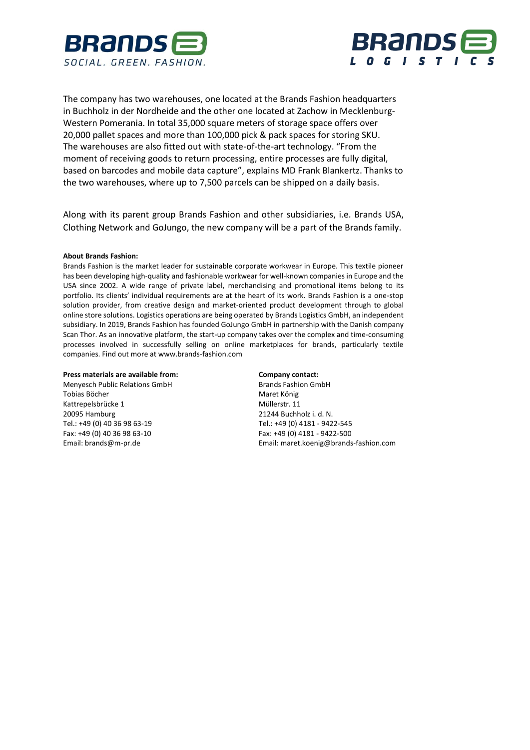The company has two warehouses, one located at the Brands Fashion headquarters in Buchholz in der Nordheide and the other one located at Zachow in Mecklenburg-Western Pomerania. In total 35,000 square meters of storage space offers over 20,000 pallet spaces and more than 100,000 pick & pack spaces for storing SKU. The warehouses are also fitted out with state-of-the-art technology. "From the moment of receiving goods to return processing, entire processes are fully digital, based on barcodes and mobile data capture", explains MD Frank Blankertz. Thanks to the two warehouses, where up to 7,500 parcels can be shipped on a daily basis.

Along with its parent group Brands Fashion and other subsidiaries, i.e. Brands USA, Clothing Network and GoJungo, the new company will be a part of the Brands family.

**About Brands Fashion:**

Brands Fashion is the market leader for sustainable corporate workwear in Europe. This textile pioneer has been developing high-quality and fashionable workwear for well-known companies in Europe and the USA since 2002. A wide range of private label, merchandising and promotional items belong to its portfolio. Its clients' individual requirements are at the heart of its work. Brands Fashion is a one-stop solution provider, from creative design and market-oriented product development through to global online store solutions. Logistics operations are being operated by Brands Logistics GmbH, an independent subsidiary. In 2019, Brands Fashion has founded GoJungo GmbH in partnership with the Danish company Scan Thor. As an innovative platform, the start-up company takes over the complex and time-consuming processes involved in successfully selling on online marketplaces for brands, particularly textile companies. Find out more at www.brands-fashion.com

**Press materials are available from:**

Menyesch Public Relations GmbH
Tobias Böcher
Kattrepelsbrücke 1
20095 Hamburg
Tel.: +49 (0) 40 36 98 63-19
Fax: +49 (0) 40 36 98 63-10
Email: brands@m-pr.de

**Company contact:**

Brands Fashion GmbH
Maret König
Müllerstr. 11
21244 Buchholz i. d. N.
Tel.: +49 (0) 4181 - 9422-545
Fax: +49 (0) 4181 - 9422-500
Email: maret.koenig@brands-fashion.com